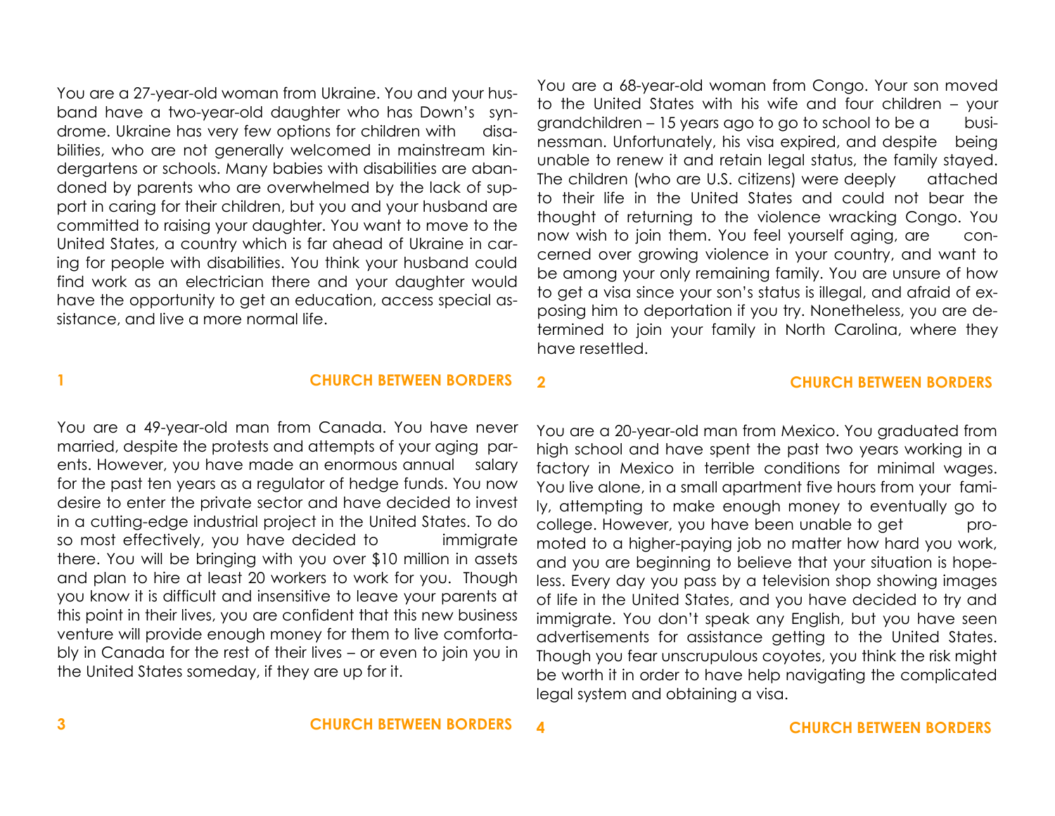You are a 27-year-old woman from Ukraine. You and your husband have a two-year-old daughter who has Down's syndrome. Ukraine has very few options for children with disabilities, who are not generally welcomed in mainstream kindergartens or schools. Many babies with disabilities are abandoned by parents who are overwhelmed by the lack of support in caring for their children, but you and your husband are committed to raising your daughter. You want to move to the United States, a country which is far ahead of Ukraine in caring for people with disabilities. You think your husband could find work as an electrician there and your daughter would have the opportunity to get an education, access special assistance, and live a more normal life.

**1 CHURCH BETWEEN BORDERS**

You are a 68-year-old woman from Congo. Your son moved to the United States with his wife and four children – your grandchildren – 15 years ago to go to school to be a businessman. Unfortunately, his visa expired, and despite being unable to renew it and retain legal status, the family stayed. The children (who are U.S. citizens) were deeply attached to their life in the United States and could not bear the thought of returning to the violence wracking Congo. You now wish to join them. You feel yourself aging, are concerned over growing violence in your country, and want to be among your only remaining family. You are unsure of how to get a visa since your son's status is illegal, and afraid of exposing him to deportation if you try. Nonetheless, you are determined to join your family in North Carolina, where they have resettled.

**2 CHURCH BETWEEN BORDERS**

You are a 49-year-old man from Canada. You have never married, despite the protests and attempts of your aging parents. However, you have made an enormous annual salary for the past ten years as a regulator of hedge funds. You now desire to enter the private sector and have decided to invest in a cutting-edge industrial project in the United States. To do so most effectively, you have decided to immigrate there. You will be bringing with you over $10 million in assets and plan to hire at least 20 workers to work for you. Though you know it is difficult and insensitive to leave your parents at this point in their lives, you are confident that this new business venture will provide enough money for them to live comfortably in Canada for the rest of their lives – or even to join you in the United States someday, if they are up for it.

**3 CHURCH BETWEEN BORDERS**

You are a 20-year-old man from Mexico. You graduated from high school and have spent the past two years working in a factory in Mexico in terrible conditions for minimal wages. You live alone, in a small apartment five hours from your family, attempting to make enough money to eventually go to college. However, you have been unable to get promoted to a higher-paying job no matter how hard you work, and you are beginning to believe that your situation is hopeless. Every day you pass by a television shop showing images of life in the United States, and you have decided to try and immigrate. You don't speak any English, but you have seen advertisements for assistance getting to the United States. Though you fear unscrupulous coyotes, you think the risk might be worth it in order to have help navigating the complicated legal system and obtaining a visa.

**4 CHURCH BETWEEN BORDERS**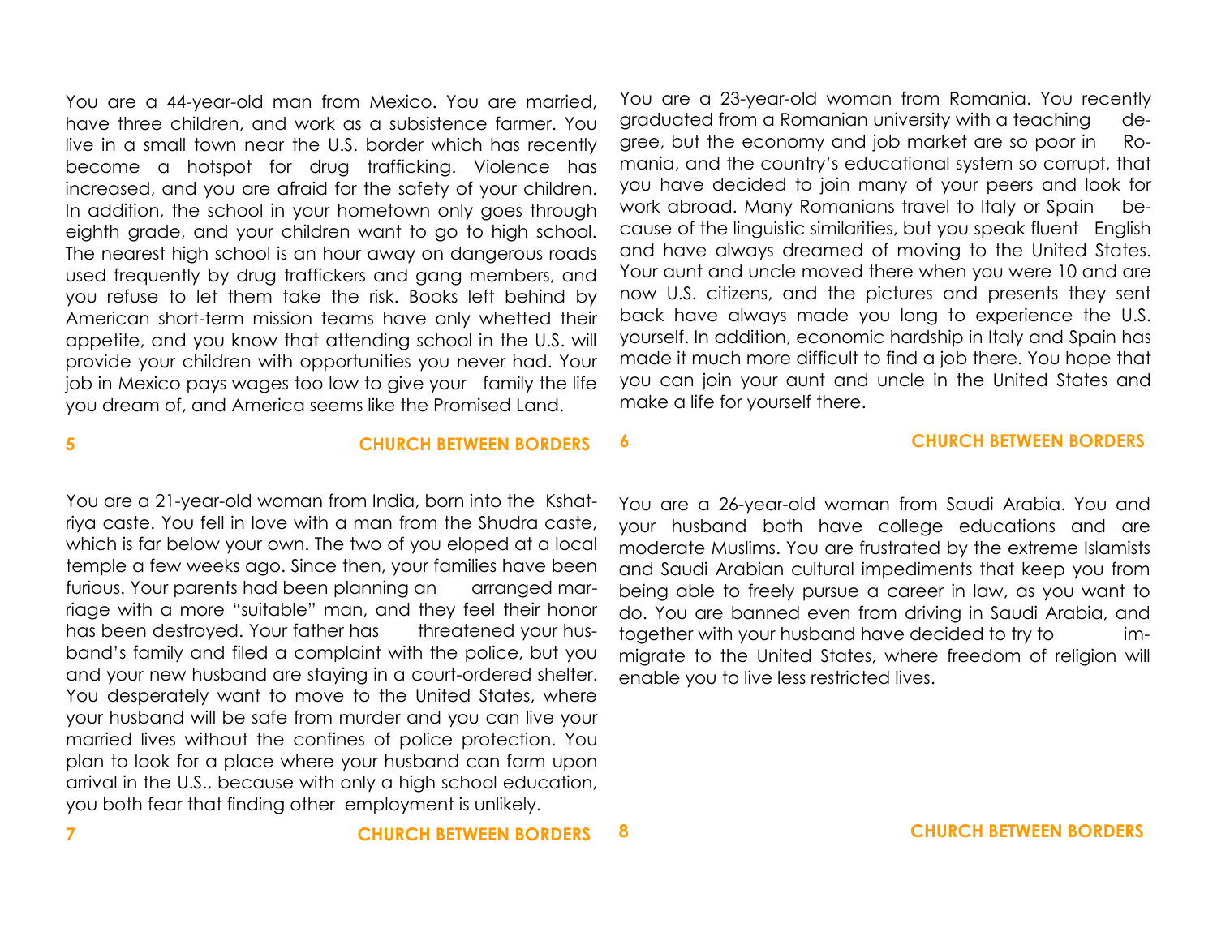You are a 44-year-old man from Mexico. You are married, have three children, and work as a subsistence farmer. You live in a small town near the U.S. border which has recently become a hotspot for drug trafficking. Violence has increased, and you are afraid for the safety of your children. In addition, the school in your hometown only goes through eighth grade, and your children want to go to high school. The nearest high school is an hour away on dangerous roads used frequently by drug traffickers and gang members, and you refuse to let them take the risk. Books left behind by American short-term mission teams have only whetted their appetite, and you know that attending school in the U.S. will provide your children with opportunities you never had. Your job in Mexico pays wages too low to give your family the life you dream of, and America seems like the Promised Land.

You are a 23-year-old woman from Romania. You recently graduated from a Romanian university with a teaching degree, but the economy and job market are so poor in Romania, and the country's educational system so corrupt, that you have decided to join many of your peers and look for work abroad. Many Romanians travel to Italy or Spain because of the linguistic similarities, but you speak fluent English and have always dreamed of moving to the United States. Your aunt and uncle moved there when you were 10 and are now U.S. citizens, and the pictures and presents they sent back have always made you long to experience the U.S. yourself. In addition, economic hardship in Italy and Spain has made it much more difficult to find a job there. You hope that you can join your aunt and uncle in the United States and make a life for yourself there.

You are a 21-year-old woman from India, born into the Kshatriya caste. You fell in love with a man from the Shudra caste, which is far below your own. The two of you eloped at a local temple a few weeks ago. Since then, your families have been furious. Your parents had been planning an arranged marriage with a more "suitable" man, and they feel their honor has been destroyed. Your father has threatened your husband's family and filed a complaint with the police, but you and your new husband are staying in a court-ordered shelter. You desperately want to move to the United States, where your husband will be safe from murder and you can live your married lives without the confines of police protection. You plan to look for a place where your husband can farm upon arrival in the U.S., because with only a high school education, you both fear that finding other employment is unlikely.

You are a 26-year-old woman from Saudi Arabia. You and your husband both have college educations and are moderate Muslims. You are frustrated by the extreme Islamists and Saudi Arabian cultural impediments that keep you from being able to freely pursue a career in law, as you want to do. You are banned even from driving in Saudi Arabia, and together with your husband have decided to try to immigrate to the United States, where freedom of religion will enable you to live less restricted lives.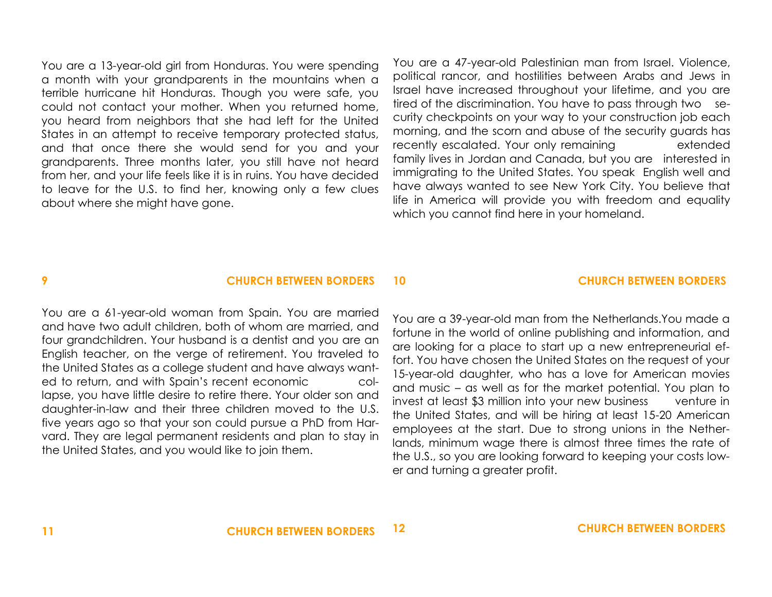You are a 13-year-old girl from Honduras. You were spending a month with your grandparents in the mountains when a terrible hurricane hit Honduras. Though you were safe, you could not contact your mother. When you returned home, you heard from neighbors that she had left for the United States in an attempt to receive temporary protected status, and that once there she would send for you and your grandparents. Three months later, you still have not heard from her, and your life feels like it is in ruins. You have decided to leave for the U.S. to find her, knowing only a few clues about where she might have gone.

You are a 47-year-old Palestinian man from Israel. Violence, political rancor, and hostilities between Arabs and Jews in Israel have increased throughout your lifetime, and you are tired of the discrimination. You have to pass through two security checkpoints on your way to your construction job each morning, and the scorn and abuse of the security guards has recently escalated. Your only remaining extended family lives in Jordan and Canada, but you are interested in immigrating to the United States. You speak English well and have always wanted to see New York City. You believe that life in America will provide you with freedom and equality which you cannot find here in your homeland.

You are a 61-year-old woman from Spain. You are married and have two adult children, both of whom are married, and four grandchildren. Your husband is a dentist and you are an English teacher, on the verge of retirement. You traveled to the United States as a college student and have always wanted to return, and with Spain's recent economic collapse, you have little desire to retire there. Your older son and daughter-in-law and their three children moved to the U.S. five years ago so that your son could pursue a PhD from Harvard. They are legal permanent residents and plan to stay in the United States, and you would like to join them.

You are a 39-year-old man from the Netherlands.You made a fortune in the world of online publishing and information, and are looking for a place to start up a new entrepreneurial effort. You have chosen the United States on the request of your 15-year-old daughter, who has a love for American movies and music – as well as for the market potential. You plan to invest at least $3 million into your new business venture in the United States, and will be hiring at least 15-20 American employees at the start. Due to strong unions in the Netherlands, minimum wage there is almost three times the rate of the U.S., so you are looking forward to keeping your costs lower and turning a greater profit.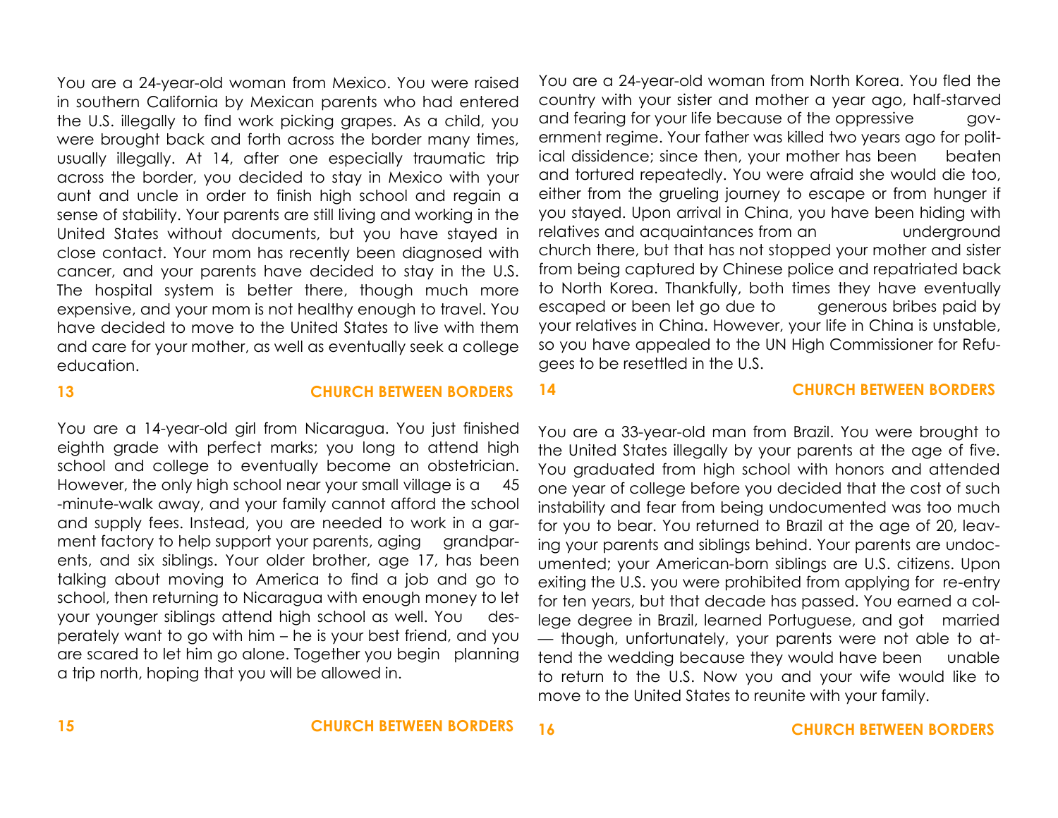You are a 24-year-old woman from Mexico. You were raised in southern California by Mexican parents who had entered the U.S. illegally to find work picking grapes. As a child, you were brought back and forth across the border many times, usually illegally. At 14, after one especially traumatic trip across the border, you decided to stay in Mexico with your aunt and uncle in order to finish high school and regain a sense of stability. Your parents are still living and working in the United States without documents, but you have stayed in close contact. Your mom has recently been diagnosed with cancer, and your parents have decided to stay in the U.S. The hospital system is better there, though much more expensive, and your mom is not healthy enough to travel. You have decided to move to the United States to live with them and care for your mother, as well as eventually seek a college education.

You are a 24-year-old woman from North Korea. You fled the country with your sister and mother a year ago, half-starved and fearing for your life because of the oppressive government regime. Your father was killed two years ago for political dissidence; since then, your mother has been beaten and tortured repeatedly. You were afraid she would die too, either from the grueling journey to escape or from hunger if you stayed. Upon arrival in China, you have been hiding with relatives and acquaintances from an underground church there, but that has not stopped your mother and sister from being captured by Chinese police and repatriated back to North Korea. Thankfully, both times they have eventually escaped or been let go due to generous bribes paid by your relatives in China. However, your life in China is unstable, so you have appealed to the UN High Commissioner for Refugees to be resettled in the U.S.

You are a 14-year-old girl from Nicaragua. You just finished eighth grade with perfect marks; you long to attend high school and college to eventually become an obstetrician. However, the only high school near your small village is a 45-minute-walk away, and your family cannot afford the school and supply fees. Instead, you are needed to work in a garment factory to help support your parents, aging grandparents, and six siblings. Your older brother, age 17, has been talking about moving to America to find a job and go to school, then returning to Nicaragua with enough money to let your younger siblings attend high school as well. You desperately want to go with him – he is your best friend, and you are scared to let him go alone. Together you begin planning a trip north, hoping that you will be allowed in.

You are a 33-year-old man from Brazil. You were brought to the United States illegally by your parents at the age of five. You graduated from high school with honors and attended one year of college before you decided that the cost of such instability and fear from being undocumented was too much for you to bear. You returned to Brazil at the age of 20, leaving your parents and siblings behind. Your parents are undocumented; your American-born siblings are U.S. citizens. Upon exiting the U.S. you were prohibited from applying for re-entry for ten years, but that decade has passed. You earned a college degree in Brazil, learned Portuguese, and got married — though, unfortunately, your parents were not able to attend the wedding because they would have been unable to return to the U.S. Now you and your wife would like to move to the United States to reunite with your family.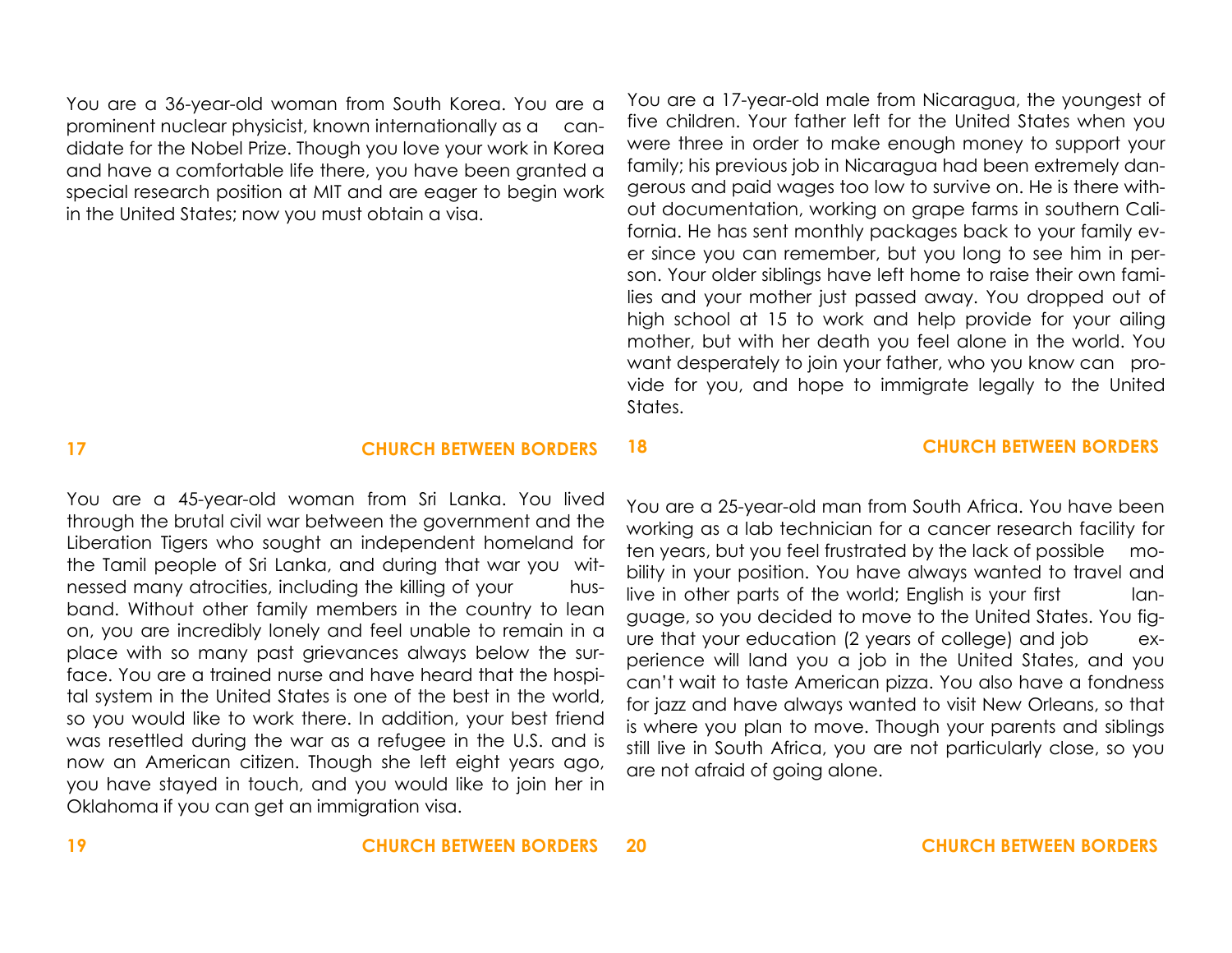You are a 36-year-old woman from South Korea. You are a prominent nuclear physicist, known internationally as a candidate for the Nobel Prize. Though you love your work in Korea and have a comfortable life there, you have been granted a special research position at MIT and are eager to begin work in the United States; now you must obtain a visa.

You are a 17-year-old male from Nicaragua, the youngest of five children. Your father left for the United States when you were three in order to make enough money to support your family; his previous job in Nicaragua had been extremely dangerous and paid wages too low to survive on. He is there without documentation, working on grape farms in southern California. He has sent monthly packages back to your family ever since you can remember, but you long to see him in person. Your older siblings have left home to raise their own families and your mother just passed away. You dropped out of high school at 15 to work and help provide for your ailing mother, but with her death you feel alone in the world. You want desperately to join your father, who you know can provide for you, and hope to immigrate legally to the United States.

You are a 45-year-old woman from Sri Lanka. You lived through the brutal civil war between the government and the Liberation Tigers who sought an independent homeland for the Tamil people of Sri Lanka, and during that war you witnessed many atrocities, including the killing of your husband. Without other family members in the country to lean on, you are incredibly lonely and feel unable to remain in a place with so many past grievances always below the surface. You are a trained nurse and have heard that the hospital system in the United States is one of the best in the world, so you would like to work there. In addition, your best friend was resettled during the war as a refugee in the U.S. and is now an American citizen. Though she left eight years ago, you have stayed in touch, and you would like to join her in Oklahoma if you can get an immigration visa.

You are a 25-year-old man from South Africa. You have been working as a lab technician for a cancer research facility for ten years, but you feel frustrated by the lack of possible mobility in your position. You have always wanted to travel and live in other parts of the world; English is your first language, so you decided to move to the United States. You figure that your education (2 years of college) and job experience will land you a job in the United States, and you can't wait to taste American pizza. You also have a fondness for jazz and have always wanted to visit New Orleans, so that is where you plan to move. Though your parents and siblings still live in South Africa, you are not particularly close, so you are not afraid of going alone.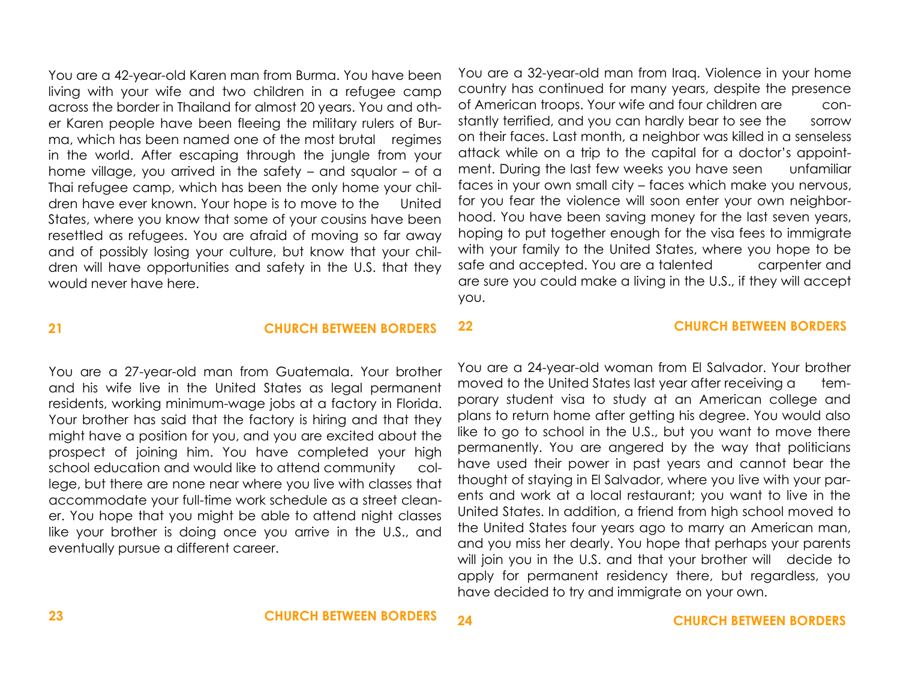You are a 42-year-old Karen man from Burma. You have been living with your wife and two children in a refugee camp across the border in Thailand for almost 20 years. You and other Karen people have been fleeing the military rulers of Burma, which has been named one of the most brutal regimes in the world. After escaping through the jungle from your home village, you arrived in the safety – and squalor – of a Thai refugee camp, which has been the only home your children have ever known. Your hope is to move to the United States, where you know that some of your cousins have been resettled as refugees. You are afraid of moving so far away and of possibly losing your culture, but know that your children will have opportunities and safety in the U.S. that they would never have here.

You are a 32-year-old man from Iraq. Violence in your home country has continued for many years, despite the presence of American troops. Your wife and four children are constantly terrified, and you can hardly bear to see the sorrow on their faces. Last month, a neighbor was killed in a senseless attack while on a trip to the capital for a doctor's appointment. During the last few weeks you have seen unfamiliar faces in your own small city – faces which make you nervous, for you fear the violence will soon enter your own neighborhood. You have been saving money for the last seven years, hoping to put together enough for the visa fees to immigrate with your family to the United States, where you hope to be safe and accepted. You are a talented carpenter and are sure you could make a living in the U.S., if they will accept you.

You are a 27-year-old man from Guatemala. Your brother and his wife live in the United States as legal permanent residents, working minimum-wage jobs at a factory in Florida. Your brother has said that the factory is hiring and that they might have a position for you, and you are excited about the prospect of joining him. You have completed your high school education and would like to attend community college, but there are none near where you live with classes that accommodate your full-time work schedule as a street cleaner. You hope that you might be able to attend night classes like your brother is doing once you arrive in the U.S., and eventually pursue a different career.

You are a 24-year-old woman from El Salvador. Your brother moved to the United States last year after receiving a temporary student visa to study at an American college and plans to return home after getting his degree. You would also like to go to school in the U.S., but you want to move there permanently. You are angered by the way that politicians have used their power in past years and cannot bear the thought of staying in El Salvador, where you live with your parents and work at a local restaurant; you want to live in the United States. In addition, a friend from high school moved to the United States four years ago to marry an American man, and you miss her dearly. You hope that perhaps your parents will join you in the U.S. and that your brother will decide to apply for permanent residency there, but regardless, you have decided to try and immigrate on your own.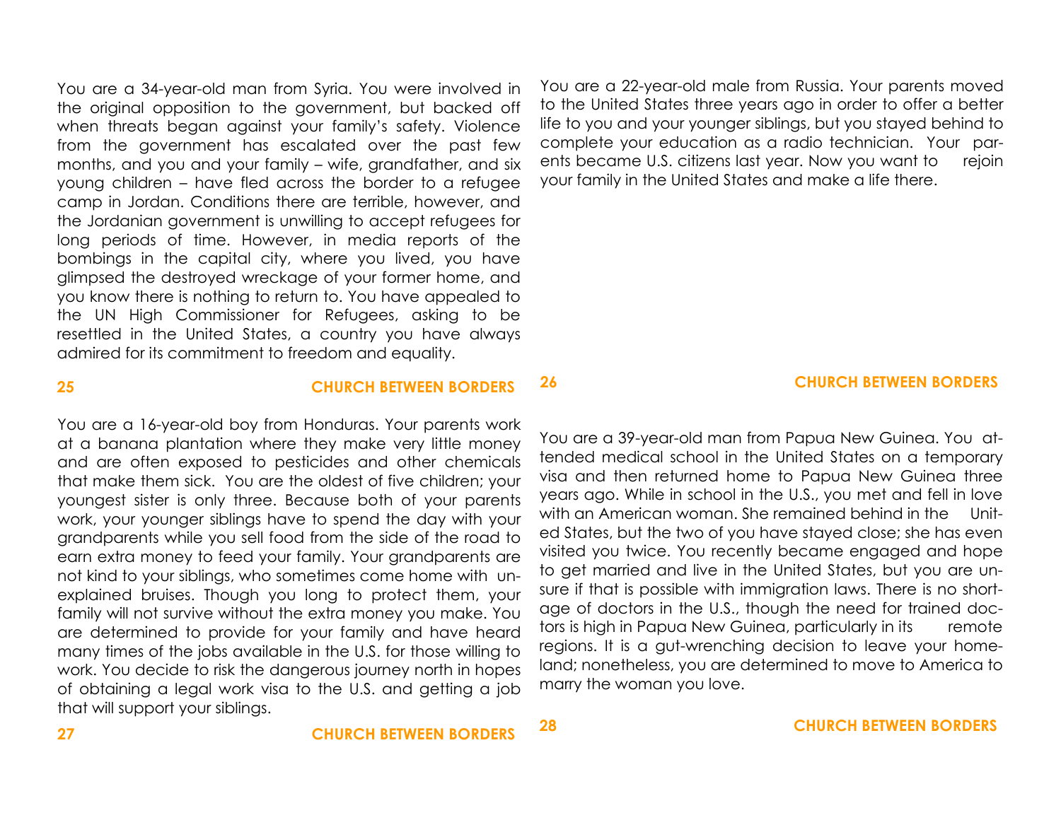You are a 34-year-old man from Syria. You were involved in the original opposition to the government, but backed off when threats began against your family's safety. Violence from the government has escalated over the past few months, and you and your family – wife, grandfather, and six young children – have fled across the border to a refugee camp in Jordan. Conditions there are terrible, however, and the Jordanian government is unwilling to accept refugees for long periods of time. However, in media reports of the bombings in the capital city, where you lived, you have glimpsed the destroyed wreckage of your former home, and you know there is nothing to return to. You have appealed to the UN High Commissioner for Refugees, asking to be resettled in the United States, a country you have always admired for its commitment to freedom and equality.

You are a 22-year-old male from Russia. Your parents moved to the United States three years ago in order to offer a better life to you and your younger siblings, but you stayed behind to complete your education as a radio technician. Your parents became U.S. citizens last year. Now you want to rejoin your family in the United States and make a life there.

You are a 16-year-old boy from Honduras. Your parents work at a banana plantation where they make very little money and are often exposed to pesticides and other chemicals that make them sick. You are the oldest of five children; your youngest sister is only three. Because both of your parents work, your younger siblings have to spend the day with your grandparents while you sell food from the side of the road to earn extra money to feed your family. Your grandparents are not kind to your siblings, who sometimes come home with unexplained bruises. Though you long to protect them, your family will not survive without the extra money you make. You are determined to provide for your family and have heard many times of the jobs available in the U.S. for those willing to work. You decide to risk the dangerous journey north in hopes of obtaining a legal work visa to the U.S. and getting a job that will support your siblings.

You are a 39-year-old man from Papua New Guinea. You attended medical school in the United States on a temporary visa and then returned home to Papua New Guinea three years ago. While in school in the U.S., you met and fell in love with an American woman. She remained behind in the United States, but the two of you have stayed close; she has even visited you twice. You recently became engaged and hope to get married and live in the United States, but you are unsure if that is possible with immigration laws. There is no shortage of doctors in the U.S., though the need for trained doctors is high in Papua New Guinea, particularly in its remote regions. It is a gut-wrenching decision to leave your homeland; nonetheless, you are determined to move to America to marry the woman you love.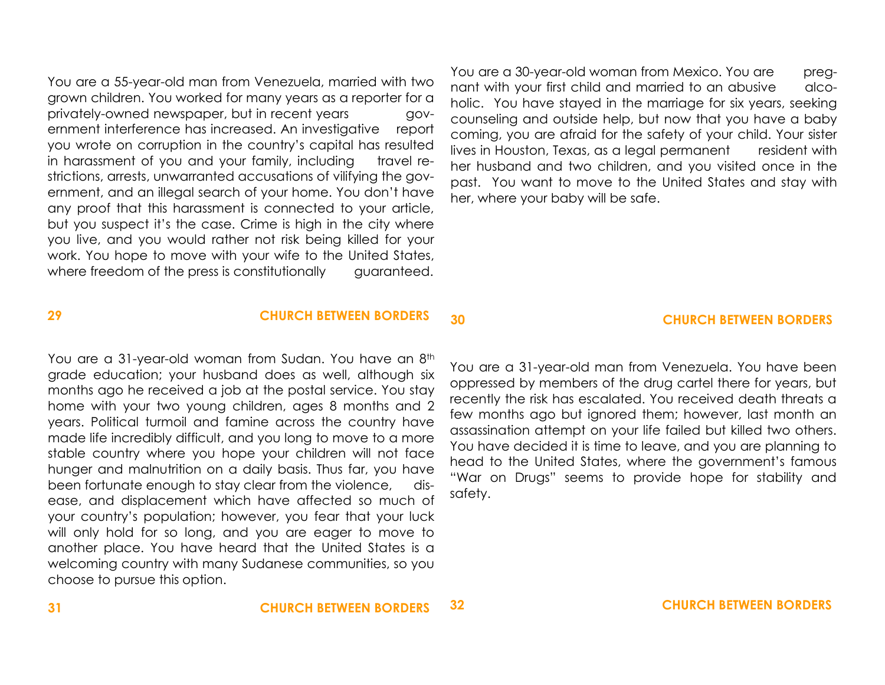You are a 55-year-old man from Venezuela, married with two grown children. You worked for many years as a reporter for a privately-owned newspaper, but in recent years government interference has increased. An investigative report you wrote on corruption in the country's capital has resulted in harassment of you and your family, including travel restrictions, arrests, unwarranted accusations of vilifying the government, and an illegal search of your home. You don't have any proof that this harassment is connected to your article, but you suspect it's the case. Crime is high in the city where you live, and you would rather not risk being killed for your work. You hope to move with your wife to the United States, where freedom of the press is constitutionally guaranteed.

You are a 30-year-old woman from Mexico. You are pregnant with your first child and married to an abusive alcoholic. You have stayed in the marriage for six years, seeking counseling and outside help, but now that you have a baby coming, you are afraid for the safety of your child. Your sister lives in Houston, Texas, as a legal permanent resident with her husband and two children, and you visited once in the past. You want to move to the United States and stay with her, where your baby will be safe.

You are a 31-year-old woman from Sudan. You have an 8th grade education; your husband does as well, although six months ago he received a job at the postal service. You stay home with your two young children, ages 8 months and 2 years. Political turmoil and famine across the country have made life incredibly difficult, and you long to move to a more stable country where you hope your children will not face hunger and malnutrition on a daily basis. Thus far, you have been fortunate enough to stay clear from the violence, disease, and displacement which have affected so much of your country's population; however, you fear that your luck will only hold for so long, and you are eager to move to another place. You have heard that the United States is a welcoming country with many Sudanese communities, so you choose to pursue this option.

You are a 31-year-old man from Venezuela. You have been oppressed by members of the drug cartel there for years, but recently the risk has escalated. You received death threats a few months ago but ignored them; however, last month an assassination attempt on your life failed but killed two others. You have decided it is time to leave, and you are planning to head to the United States, where the government's famous "War on Drugs" seems to provide hope for stability and safety.